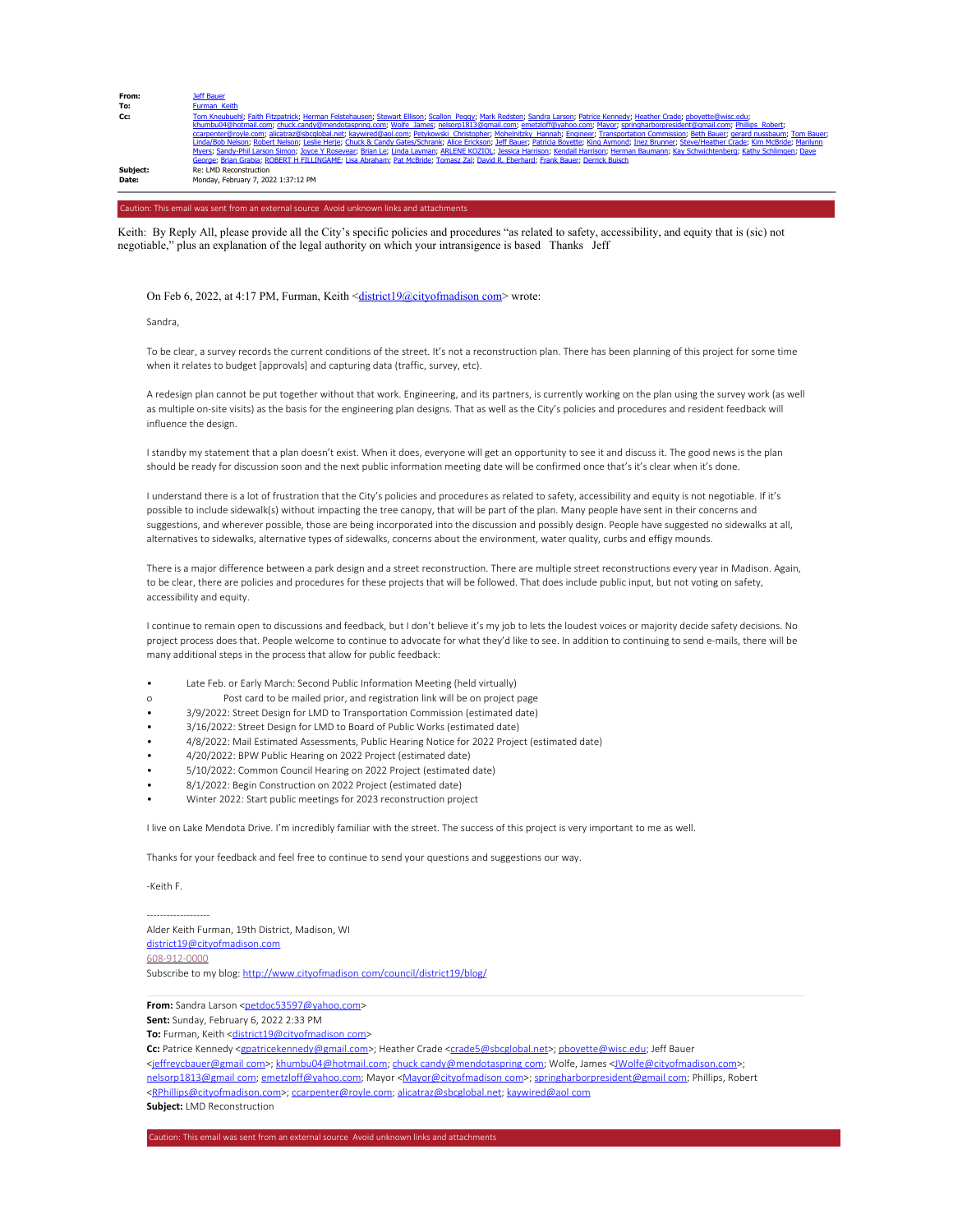**From:** Jeff Bauer
**To:** Furman, Keith
**Cc:** Tom Kneubuehl; Faith Fitzpatrick; Herman Felstehausen; Stewart Ellison; Scallon, Peggy; Mark Redsten; Sandra Larson; Patrice Kennedy; Heather Crade; pboyette@wisc.edu; khumbu04@hotmail.com; chuck.candy@mendotaspring.com; Wolfe, James; nelsorp1813@gmail.com; emetzloff@yahoo.com; Mayor; springharborpresident@gmail.com; Phillips, Robert; ccarpenter@royle.com; alicatraz@sbcglobal.net; kaywired@aol.com; Petykowski, Christopher; Mohelnitzky, Hannah; Engineer; Transportation Commission; Beth Bauer; gerard nussbaum; Tom Bauer; Linda/Bob Nelson; Robert Nelson; Leslie Herje; Chuck & Candy Gates/Schrank; Alice Erickson; Jeff Bauer; Patricia Boyette; King Aymond; Inez Brunner; Steve/Heather Crade; Kim McBride; Marilynn Myers; Sandy-Phil Larson Simon; Joyce Y Rosevear; Brian Le; Linda Layman; ARLENE KOZIOL; Jessica Harrison; Kendall Harrison; Herman Baumann; Kay Schwichtenberg; Kathy Schlimgen; Dave George; Brian Grabia; ROBERT H FILLINGAME; Lisa Abraham; Pat McBride; Tomasz Zai; David R. Eberhard; Frank Bauer; Derrick Buisch
**Subject:** Re: LMD Reconstruction
**Date:** Monday, February 7, 2022 1:37:12 PM

Caution: This email was sent from an external source. Avoid unknown links and attachments.

Keith: By Reply All, please provide all the City's specific policies and procedures "as related to safety, accessibility, and equity that is (sic) not negotiable," plus an explanation of the legal authority on which your intransigence is based. Thanks. Jeff

On Feb 6, 2022, at 4:17 PM, Furman, Keith <district19@cityofmadison.com> wrote:

Sandra,

To be clear, a survey records the current conditions of the street. It's not a reconstruction plan. There has been planning of this project for some time when it relates to budget [approvals] and capturing data (traffic, survey, etc).

A redesign plan cannot be put together without that work. Engineering, and its partners, is currently working on the plan using the survey work (as well as multiple on-site visits) as the basis for the engineering plan designs. That as well as the City's policies and procedures and resident feedback will influence the design.

I standby my statement that a plan doesn't exist. When it does, everyone will get an opportunity to see it and discuss it. The good news is the plan should be ready for discussion soon and the next public information meeting date will be confirmed once that's it's clear when it's done.

I understand there is a lot of frustration that the City's policies and procedures as related to safety, accessibility and equity is not negotiable. If it's possible to include sidewalk(s) without impacting the tree canopy, that will be part of the plan. Many people have sent in their concerns and suggestions, and wherever possible, those are being incorporated into the discussion and possibly design. People have suggested no sidewalks at all, alternatives to sidewalks, alternative types of sidewalks, concerns about the environment, water quality, curbs and effigy mounds.

There is a major difference between a park design and a street reconstruction. There are multiple street reconstructions every year in Madison. Again, to be clear, there are policies and procedures for these projects that will be followed. That does include public input, but not voting on safety, accessibility and equity.

I continue to remain open to discussions and feedback, but I don't believe it's my job to lets the loudest voices or majority decide safety decisions. No project process does that. People welcome to continue to advocate for what they'd like to see. In addition to continuing to send e-mails, there will be many additional steps in the process that allow for public feedback:

- Late Feb. or Early March: Second Public Information Meeting (held virtually)
  - Post card to be mailed prior, and registration link will be on project page
- 3/9/2022: Street Design for LMD to Transportation Commission (estimated date)
- 3/16/2022: Street Design for LMD to Board of Public Works (estimated date)
- 4/8/2022: Mail Estimated Assessments, Public Hearing Notice for 2022 Project (estimated date)
- 4/20/2022: BPW Public Hearing on 2022 Project (estimated date)
- 5/10/2022: Common Council Hearing on 2022 Project (estimated date)
- 8/1/2022: Begin Construction on 2022 Project (estimated date)
- Winter 2022: Start public meetings for 2023 reconstruction project

I live on Lake Mendota Drive. I'm incredibly familiar with the street. The success of this project is very important to me as well.

Thanks for your feedback and feel free to continue to send your questions and suggestions our way.

-Keith F.

-------------------
Alder Keith Furman, 19th District, Madison, WI
district19@cityofmadison.com
608-912-0000
Subscribe to my blog: http://www.cityofmadison.com/council/district19/blog/

**From:** Sandra Larson <petdoc53597@yahoo.com>
**Sent:** Sunday, February 6, 2022 2:33 PM
**To:** Furman, Keith <district19@cityofmadison.com>
**Cc:** Patrice Kennedy <gpatricekennedy@gmail.com>; Heather Crade <crade5@sbcglobal.net>; pboyette@wisc.edu; Jeff Bauer <jeffreycbauer@gmail.com>; khumbu04@hotmail.com; chuck.candy@mendotaspring.com; Wolfe, James <JWolfe@cityofmadison.com>; nelsorp1813@gmail.com; emetzloff@yahoo.com; Mayor <Mayor@cityofmadison.com>; springharborpresident@gmail.com; Phillips, Robert <RPhillips@cityofmadison.com>; ccarpenter@royle.com; alicatraz@sbcglobal.net; kaywired@aol.com
**Subject:** LMD Reconstruction

Caution: This email was sent from an external source. Avoid unknown links and attachments.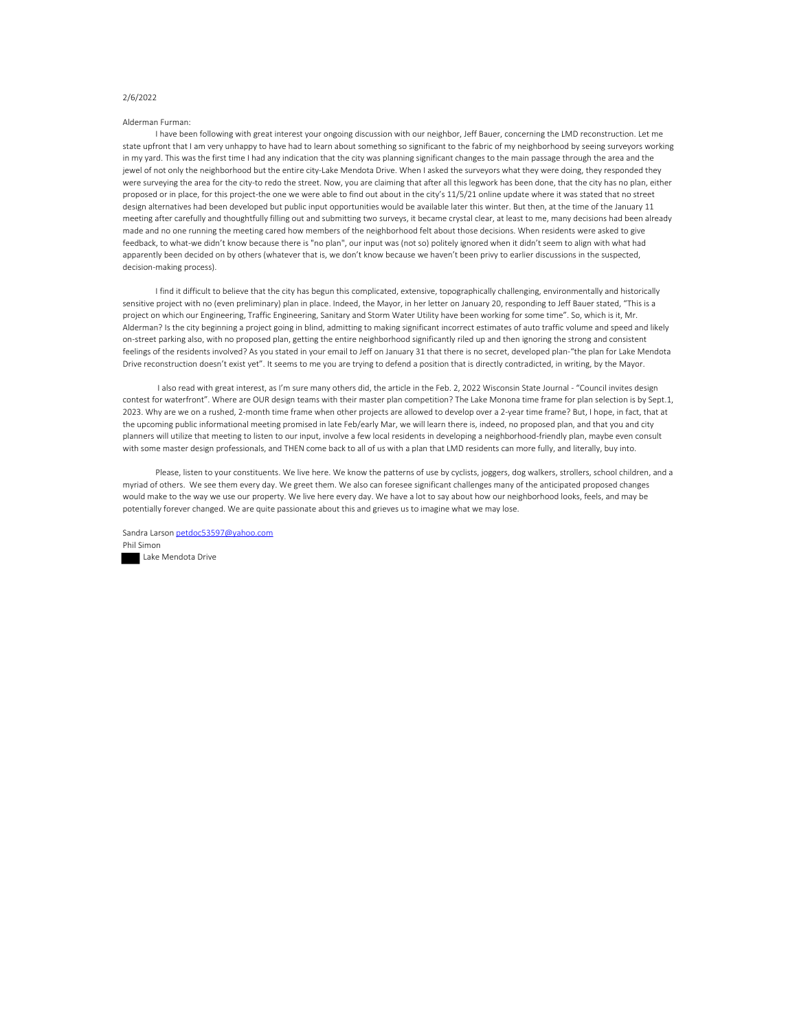2/6/2022

Alderman Furman:

I have been following with great interest your ongoing discussion with our neighbor, Jeff Bauer, concerning the LMD reconstruction. Let me state upfront that I am very unhappy to have had to learn about something so significant to the fabric of my neighborhood by seeing surveyors working in my yard. This was the first time I had any indication that the city was planning significant changes to the main passage through the area and the jewel of not only the neighborhood but the entire city-Lake Mendota Drive. When I asked the surveyors what they were doing, they responded they were surveying the area for the city-to redo the street. Now, you are claiming that after all this legwork has been done, that the city has no plan, either proposed or in place, for this project-the one we were able to find out about in the city's 11/5/21 online update where it was stated that no street design alternatives had been developed but public input opportunities would be available later this winter. But then, at the time of the January 11 meeting after carefully and thoughtfully filling out and submitting two surveys, it became crystal clear, at least to me, many decisions had been already made and no one running the meeting cared how members of the neighborhood felt about those decisions. When residents were asked to give feedback, to what-we didn't know because there is "no plan", our input was (not so) politely ignored when it didn't seem to align with what had apparently been decided on by others (whatever that is, we don't know because we haven't been privy to earlier discussions in the suspected, decision-making process).

I find it difficult to believe that the city has begun this complicated, extensive, topographically challenging, environmentally and historically sensitive project with no (even preliminary) plan in place. Indeed, the Mayor, in her letter on January 20, responding to Jeff Bauer stated, "This is a project on which our Engineering, Traffic Engineering, Sanitary and Storm Water Utility have been working for some time". So, which is it, Mr. Alderman? Is the city beginning a project going in blind, admitting to making significant incorrect estimates of auto traffic volume and speed and likely on-street parking also, with no proposed plan, getting the entire neighborhood significantly riled up and then ignoring the strong and consistent feelings of the residents involved? As you stated in your email to Jeff on January 31 that there is no secret, developed plan-"the plan for Lake Mendota Drive reconstruction doesn't exist yet". It seems to me you are trying to defend a position that is directly contradicted, in writing, by the Mayor.

I also read with great interest, as I'm sure many others did, the article in the Feb. 2, 2022 Wisconsin State Journal - "Council invites design contest for waterfront". Where are OUR design teams with their master plan competition? The Lake Monona time frame for plan selection is by Sept.1, 2023. Why are we on a rushed, 2-month time frame when other projects are allowed to develop over a 2-year time frame? But, I hope, in fact, that at the upcoming public informational meeting promised in late Feb/early Mar, we will learn there is, indeed, no proposed plan, and that you and city planners will utilize that meeting to listen to our input, involve a few local residents in developing a neighborhood-friendly plan, maybe even consult with some master design professionals, and THEN come back to all of us with a plan that LMD residents can more fully, and literally, buy into.

Please, listen to your constituents. We live here. We know the patterns of use by cyclists, joggers, dog walkers, strollers, school children, and a myriad of others. We see them every day. We greet them. We also can foresee significant challenges many of the anticipated proposed changes would make to the way we use our property. We live here every day. We have a lot to say about how our neighborhood looks, feels, and may be potentially forever changed. We are quite passionate about this and grieves us to imagine what we may lose.

Sandra Larson petdoc53597@yahoo.com  
Phil Simon  
██ Lake Mendota Drive